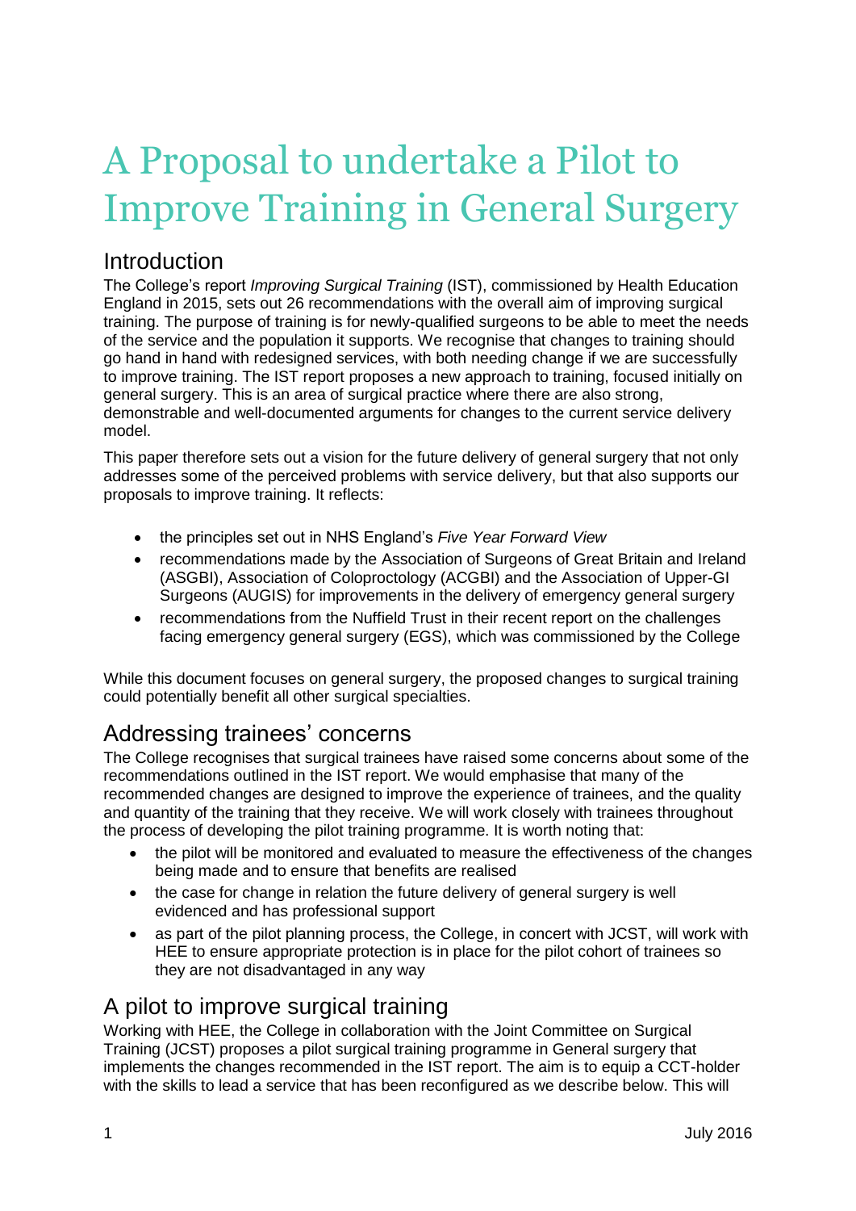# A Proposal to undertake a Pilot to Improve Training in General Surgery

## Introduction

The College's report *Improving Surgical Training* (IST), commissioned by Health Education England in 2015, sets out 26 recommendations with the overall aim of improving surgical training. The purpose of training is for newly-qualified surgeons to be able to meet the needs of the service and the population it supports. We recognise that changes to training should go hand in hand with redesigned services, with both needing change if we are successfully to improve training. The IST report proposes a new approach to training, focused initially on general surgery. This is an area of surgical practice where there are also strong, demonstrable and well-documented arguments for changes to the current service delivery model.

This paper therefore sets out a vision for the future delivery of general surgery that not only addresses some of the perceived problems with service delivery, but that also supports our proposals to improve training. It reflects:

- the principles set out in NHS England's *Five Year Forward View*
- recommendations made by the Association of Surgeons of Great Britain and Ireland (ASGBI), Association of Coloproctology (ACGBI) and the Association of Upper-GI Surgeons (AUGIS) for improvements in the delivery of emergency general surgery
- recommendations from the Nuffield Trust in their recent report on the challenges facing emergency general surgery (EGS), which was commissioned by the College

While this document focuses on general surgery, the proposed changes to surgical training could potentially benefit all other surgical specialties.

## Addressing trainees' concerns

The College recognises that surgical trainees have raised some concerns about some of the recommendations outlined in the IST report. We would emphasise that many of the recommended changes are designed to improve the experience of trainees, and the quality and quantity of the training that they receive. We will work closely with trainees throughout the process of developing the pilot training programme. It is worth noting that:

- the pilot will be monitored and evaluated to measure the effectiveness of the changes being made and to ensure that benefits are realised
- the case for change in relation the future delivery of general surgery is well evidenced and has professional support
- as part of the pilot planning process, the College, in concert with JCST, will work with HEE to ensure appropriate protection is in place for the pilot cohort of trainees so they are not disadvantaged in any way

## A pilot to improve surgical training

Working with HEE, the College in collaboration with the Joint Committee on Surgical Training (JCST) proposes a pilot surgical training programme in General surgery that implements the changes recommended in the IST report. The aim is to equip a CCT-holder with the skills to lead a service that has been reconfigured as we describe below. This will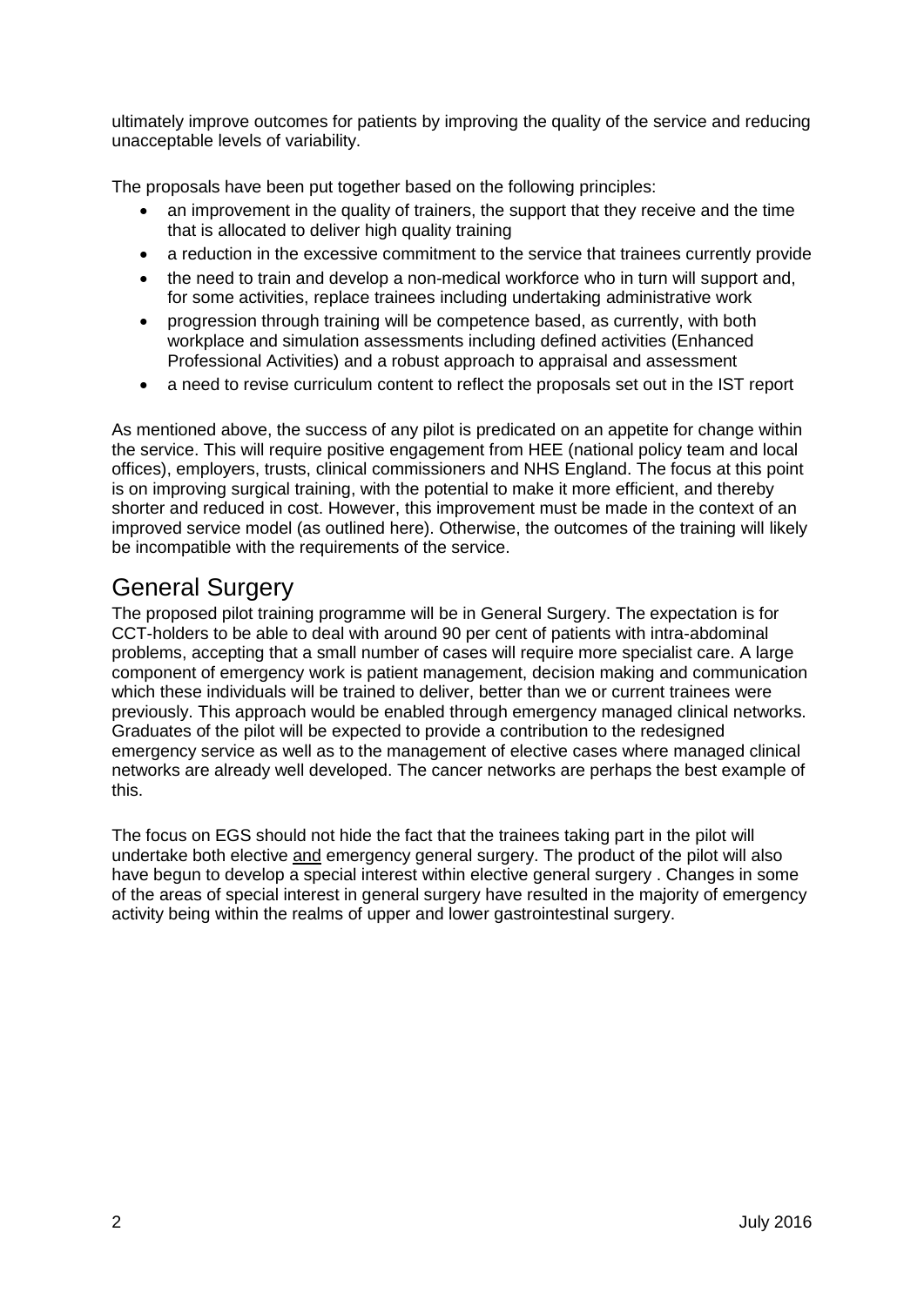ultimately improve outcomes for patients by improving the quality of the service and reducing unacceptable levels of variability.

The proposals have been put together based on the following principles:

- an improvement in the quality of trainers, the support that they receive and the time that is allocated to deliver high quality training
- a reduction in the excessive commitment to the service that trainees currently provide
- the need to train and develop a non-medical workforce who in turn will support and, for some activities, replace trainees including undertaking administrative work
- progression through training will be competence based, as currently, with both workplace and simulation assessments including defined activities (Enhanced Professional Activities) and a robust approach to appraisal and assessment
- a need to revise curriculum content to reflect the proposals set out in the IST report

As mentioned above, the success of any pilot is predicated on an appetite for change within the service. This will require positive engagement from HEE (national policy team and local offices), employers, trusts, clinical commissioners and NHS England. The focus at this point is on improving surgical training, with the potential to make it more efficient, and thereby shorter and reduced in cost. However, this improvement must be made in the context of an improved service model (as outlined here). Otherwise, the outcomes of the training will likely be incompatible with the requirements of the service.

## General Surgery

The proposed pilot training programme will be in General Surgery. The expectation is for CCT-holders to be able to deal with around 90 per cent of patients with intra-abdominal problems, accepting that a small number of cases will require more specialist care. A large component of emergency work is patient management, decision making and communication which these individuals will be trained to deliver, better than we or current trainees were previously. This approach would be enabled through emergency managed clinical networks. Graduates of the pilot will be expected to provide a contribution to the redesigned emergency service as well as to the management of elective cases where managed clinical networks are already well developed. The cancer networks are perhaps the best example of this.

The focus on EGS should not hide the fact that the trainees taking part in the pilot will undertake both elective <u>and</u> emergency general surgery. The product of the pilot will also have begun to develop a special interest within elective general surgery . Changes in some of the areas of special interest in general surgery have resulted in the majority of emergency activity being within the realms of upper and lower gastrointestinal surgery.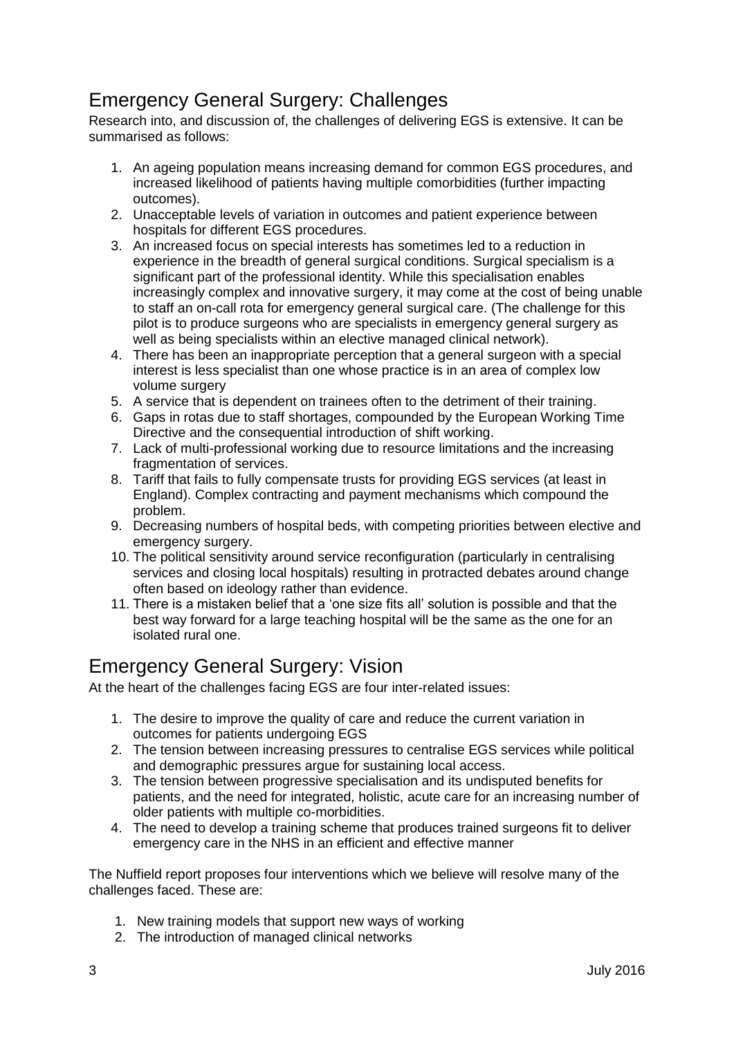## Emergency General Surgery: Challenges

Research into, and discussion of, the challenges of delivering EGS is extensive. It can be summarised as follows:

1. An ageing population means increasing demand for common EGS procedures, and increased likelihood of patients having multiple comorbidities (further impacting outcomes).
2. Unacceptable levels of variation in outcomes and patient experience between hospitals for different EGS procedures.
3. An increased focus on special interests has sometimes led to a reduction in experience in the breadth of general surgical conditions. Surgical specialism is a significant part of the professional identity. While this specialisation enables increasingly complex and innovative surgery, it may come at the cost of being unable to staff an on-call rota for emergency general surgical care. (The challenge for this pilot is to produce surgeons who are specialists in emergency general surgery as well as being specialists within an elective managed clinical network).
4. There has been an inappropriate perception that a general surgeon with a special interest is less specialist than one whose practice is in an area of complex low volume surgery
5. A service that is dependent on trainees often to the detriment of their training.
6. Gaps in rotas due to staff shortages, compounded by the European Working Time Directive and the consequential introduction of shift working.
7. Lack of multi-professional working due to resource limitations and the increasing fragmentation of services.
8. Tariff that fails to fully compensate trusts for providing EGS services (at least in England). Complex contracting and payment mechanisms which compound the problem.
9. Decreasing numbers of hospital beds, with competing priorities between elective and emergency surgery.
10. The political sensitivity around service reconfiguration (particularly in centralising services and closing local hospitals) resulting in protracted debates around change often based on ideology rather than evidence.
11. There is a mistaken belief that a 'one size fits all' solution is possible and that the best way forward for a large teaching hospital will be the same as the one for an isolated rural one.

## Emergency General Surgery: Vision

At the heart of the challenges facing EGS are four inter-related issues:

1. The desire to improve the quality of care and reduce the current variation in outcomes for patients undergoing EGS
2. The tension between increasing pressures to centralise EGS services while political and demographic pressures argue for sustaining local access.
3. The tension between progressive specialisation and its undisputed benefits for patients, and the need for integrated, holistic, acute care for an increasing number of older patients with multiple co-morbidities.
4. The need to develop a training scheme that produces trained surgeons fit to deliver emergency care in the NHS in an efficient and effective manner

The Nuffield report proposes four interventions which we believe will resolve many of the challenges faced. These are:

1. New training models that support new ways of working
2. The introduction of managed clinical networks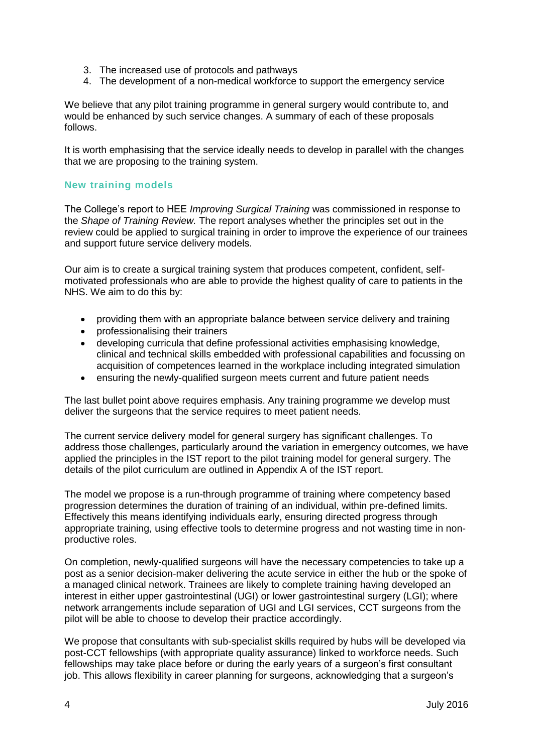3. The increased use of protocols and pathways
4. The development of a non-medical workforce to support the emergency service

We believe that any pilot training programme in general surgery would contribute to, and would be enhanced by such service changes. A summary of each of these proposals follows.

It is worth emphasising that the service ideally needs to develop in parallel with the changes that we are proposing to the training system.

## New training models

The College's report to HEE *Improving Surgical Training* was commissioned in response to the *Shape of Training Review.* The report analyses whether the principles set out in the review could be applied to surgical training in order to improve the experience of our trainees and support future service delivery models.

Our aim is to create a surgical training system that produces competent, confident, self-motivated professionals who are able to provide the highest quality of care to patients in the NHS. We aim to do this by:

- providing them with an appropriate balance between service delivery and training
- professionalising their trainers
- developing curricula that define professional activities emphasising knowledge, clinical and technical skills embedded with professional capabilities and focussing on acquisition of competences learned in the workplace including integrated simulation
- ensuring the newly-qualified surgeon meets current and future patient needs

The last bullet point above requires emphasis. Any training programme we develop must deliver the surgeons that the service requires to meet patient needs.

The current service delivery model for general surgery has significant challenges. To address those challenges, particularly around the variation in emergency outcomes, we have applied the principles in the IST report to the pilot training model for general surgery. The details of the pilot curriculum are outlined in Appendix A of the IST report.

The model we propose is a run-through programme of training where competency based progression determines the duration of training of an individual, within pre-defined limits. Effectively this means identifying individuals early, ensuring directed progress through appropriate training, using effective tools to determine progress and not wasting time in non-productive roles.

On completion, newly-qualified surgeons will have the necessary competencies to take up a post as a senior decision-maker delivering the acute service in either the hub or the spoke of a managed clinical network. Trainees are likely to complete training having developed an interest in either upper gastrointestinal (UGI) or lower gastrointestinal surgery (LGI); where network arrangements include separation of UGI and LGI services, CCT surgeons from the pilot will be able to choose to develop their practice accordingly.

We propose that consultants with sub-specialist skills required by hubs will be developed via post-CCT fellowships (with appropriate quality assurance) linked to workforce needs. Such fellowships may take place before or during the early years of a surgeon's first consultant job. This allows flexibility in career planning for surgeons, acknowledging that a surgeon's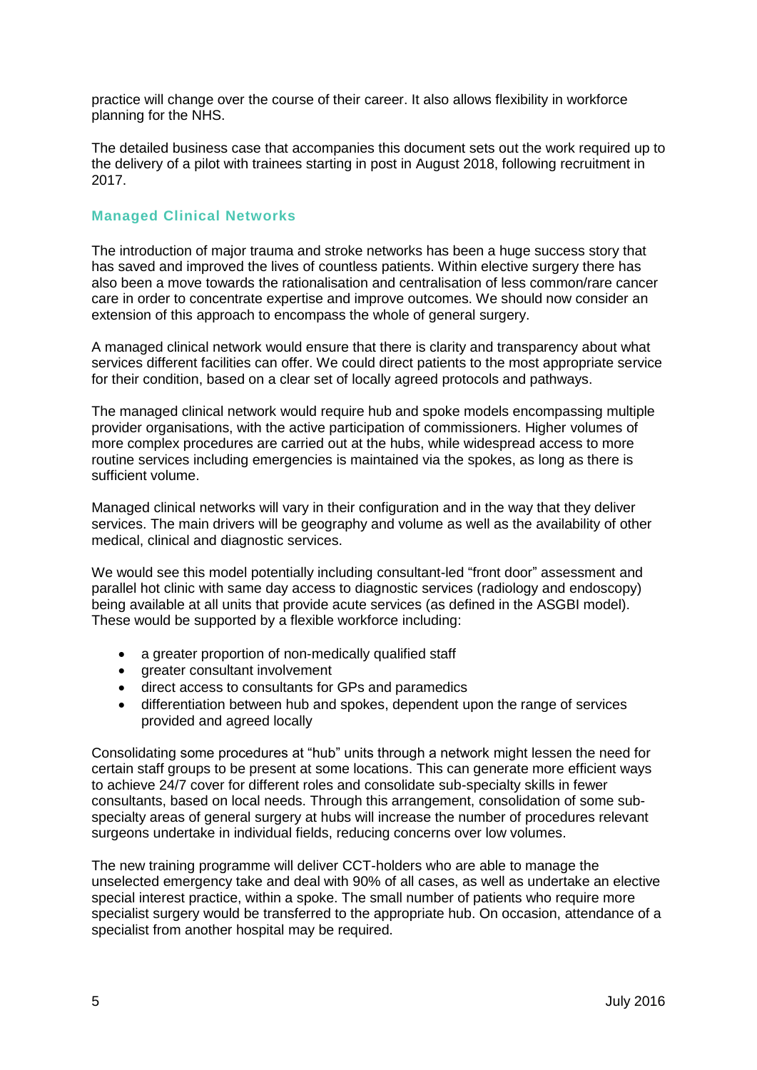practice will change over the course of their career. It also allows flexibility in workforce planning for the NHS.

The detailed business case that accompanies this document sets out the work required up to the delivery of a pilot with trainees starting in post in August 2018, following recruitment in 2017.

### Managed Clinical Networks

The introduction of major trauma and stroke networks has been a huge success story that has saved and improved the lives of countless patients. Within elective surgery there has also been a move towards the rationalisation and centralisation of less common/rare cancer care in order to concentrate expertise and improve outcomes. We should now consider an extension of this approach to encompass the whole of general surgery.

A managed clinical network would ensure that there is clarity and transparency about what services different facilities can offer. We could direct patients to the most appropriate service for their condition, based on a clear set of locally agreed protocols and pathways.

The managed clinical network would require hub and spoke models encompassing multiple provider organisations, with the active participation of commissioners. Higher volumes of more complex procedures are carried out at the hubs, while widespread access to more routine services including emergencies is maintained via the spokes, as long as there is sufficient volume.

Managed clinical networks will vary in their configuration and in the way that they deliver services. The main drivers will be geography and volume as well as the availability of other medical, clinical and diagnostic services.

We would see this model potentially including consultant-led "front door" assessment and parallel hot clinic with same day access to diagnostic services (radiology and endoscopy) being available at all units that provide acute services (as defined in the ASGBI model). These would be supported by a flexible workforce including:

- a greater proportion of non-medically qualified staff
- greater consultant involvement
- direct access to consultants for GPs and paramedics
- differentiation between hub and spokes, dependent upon the range of services provided and agreed locally

Consolidating some procedures at "hub" units through a network might lessen the need for certain staff groups to be present at some locations. This can generate more efficient ways to achieve 24/7 cover for different roles and consolidate sub-specialty skills in fewer consultants, based on local needs. Through this arrangement, consolidation of some sub-specialty areas of general surgery at hubs will increase the number of procedures relevant surgeons undertake in individual fields, reducing concerns over low volumes.

The new training programme will deliver CCT-holders who are able to manage the unselected emergency take and deal with 90% of all cases, as well as undertake an elective special interest practice, within a spoke. The small number of patients who require more specialist surgery would be transferred to the appropriate hub. On occasion, attendance of a specialist from another hospital may be required.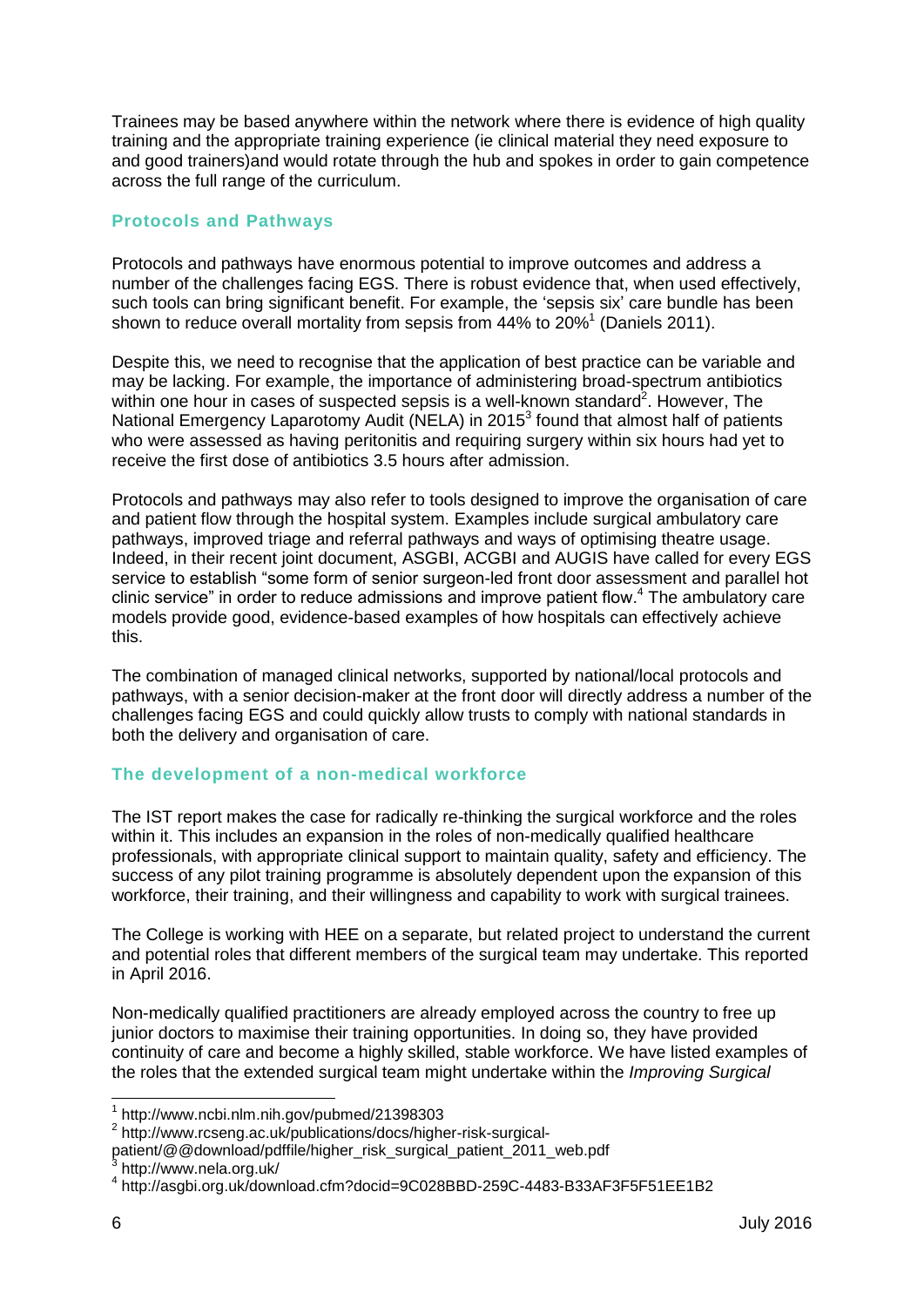Trainees may be based anywhere within the network where there is evidence of high quality training and the appropriate training experience (ie clinical material they need exposure to and good trainers)and would rotate through the hub and spokes in order to gain competence across the full range of the curriculum.

## Protocols and Pathways

Protocols and pathways have enormous potential to improve outcomes and address a number of the challenges facing EGS. There is robust evidence that, when used effectively, such tools can bring significant benefit. For example, the 'sepsis six' care bundle has been shown to reduce overall mortality from sepsis from 44% to 20%[1] (Daniels 2011).

Despite this, we need to recognise that the application of best practice can be variable and may be lacking. For example, the importance of administering broad-spectrum antibiotics within one hour in cases of suspected sepsis is a well-known standard[2]. However, The National Emergency Laparotomy Audit (NELA) in 2015[3] found that almost half of patients who were assessed as having peritonitis and requiring surgery within six hours had yet to receive the first dose of antibiotics 3.5 hours after admission.

Protocols and pathways may also refer to tools designed to improve the organisation of care and patient flow through the hospital system. Examples include surgical ambulatory care pathways, improved triage and referral pathways and ways of optimising theatre usage. Indeed, in their recent joint document, ASGBI, ACGBI and AUGIS have called for every EGS service to establish "some form of senior surgeon-led front door assessment and parallel hot clinic service" in order to reduce admissions and improve patient flow.[4] The ambulatory care models provide good, evidence-based examples of how hospitals can effectively achieve this.

The combination of managed clinical networks, supported by national/local protocols and pathways, with a senior decision-maker at the front door will directly address a number of the challenges facing EGS and could quickly allow trusts to comply with national standards in both the delivery and organisation of care.

## The development of a non-medical workforce

The IST report makes the case for radically re-thinking the surgical workforce and the roles within it. This includes an expansion in the roles of non-medically qualified healthcare professionals, with appropriate clinical support to maintain quality, safety and efficiency. The success of any pilot training programme is absolutely dependent upon the expansion of this workforce, their training, and their willingness and capability to work with surgical trainees.

The College is working with HEE on a separate, but related project to understand the current and potential roles that different members of the surgical team may undertake. This reported in April 2016.

Non-medically qualified practitioners are already employed across the country to free up junior doctors to maximise their training opportunities. In doing so, they have provided continuity of care and become a highly skilled, stable workforce. We have listed examples of the roles that the extended surgical team might undertake within the *Improving Surgical*

---

[1] http://www.ncbi.nlm.nih.gov/pubmed/21398303

[2] http://www.rcseng.ac.uk/publications/docs/higher-risk-surgical-patient/@@download/pdffile/higher_risk_surgical_patient_2011_web.pdf

[3] http://www.nela.org.uk/

[4] http://asgbi.org.uk/download.cfm?docid=9C028BBD-259C-4483-B33AF3F5F51EE1B2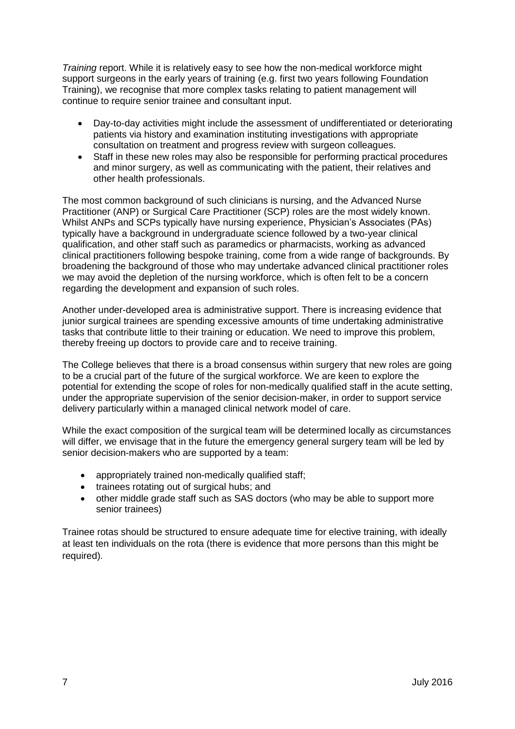*Training* report. While it is relatively easy to see how the non-medical workforce might support surgeons in the early years of training (e.g. first two years following Foundation Training), we recognise that more complex tasks relating to patient management will continue to require senior trainee and consultant input.

- Day-to-day activities might include the assessment of undifferentiated or deteriorating patients via history and examination instituting investigations with appropriate consultation on treatment and progress review with surgeon colleagues.
- Staff in these new roles may also be responsible for performing practical procedures and minor surgery, as well as communicating with the patient, their relatives and other health professionals.

The most common background of such clinicians is nursing, and the Advanced Nurse Practitioner (ANP) or Surgical Care Practitioner (SCP) roles are the most widely known. Whilst ANPs and SCPs typically have nursing experience, Physician's Associates (PAs) typically have a background in undergraduate science followed by a two-year clinical qualification, and other staff such as paramedics or pharmacists, working as advanced clinical practitioners following bespoke training, come from a wide range of backgrounds. By broadening the background of those who may undertake advanced clinical practitioner roles we may avoid the depletion of the nursing workforce, which is often felt to be a concern regarding the development and expansion of such roles.

Another under-developed area is administrative support. There is increasing evidence that junior surgical trainees are spending excessive amounts of time undertaking administrative tasks that contribute little to their training or education. We need to improve this problem, thereby freeing up doctors to provide care and to receive training.

The College believes that there is a broad consensus within surgery that new roles are going to be a crucial part of the future of the surgical workforce. We are keen to explore the potential for extending the scope of roles for non-medically qualified staff in the acute setting, under the appropriate supervision of the senior decision-maker, in order to support service delivery particularly within a managed clinical network model of care.

While the exact composition of the surgical team will be determined locally as circumstances will differ, we envisage that in the future the emergency general surgery team will be led by senior decision-makers who are supported by a team:

- appropriately trained non-medically qualified staff;
- trainees rotating out of surgical hubs; and
- other middle grade staff such as SAS doctors (who may be able to support more senior trainees)

Trainee rotas should be structured to ensure adequate time for elective training, with ideally at least ten individuals on the rota (there is evidence that more persons than this might be required).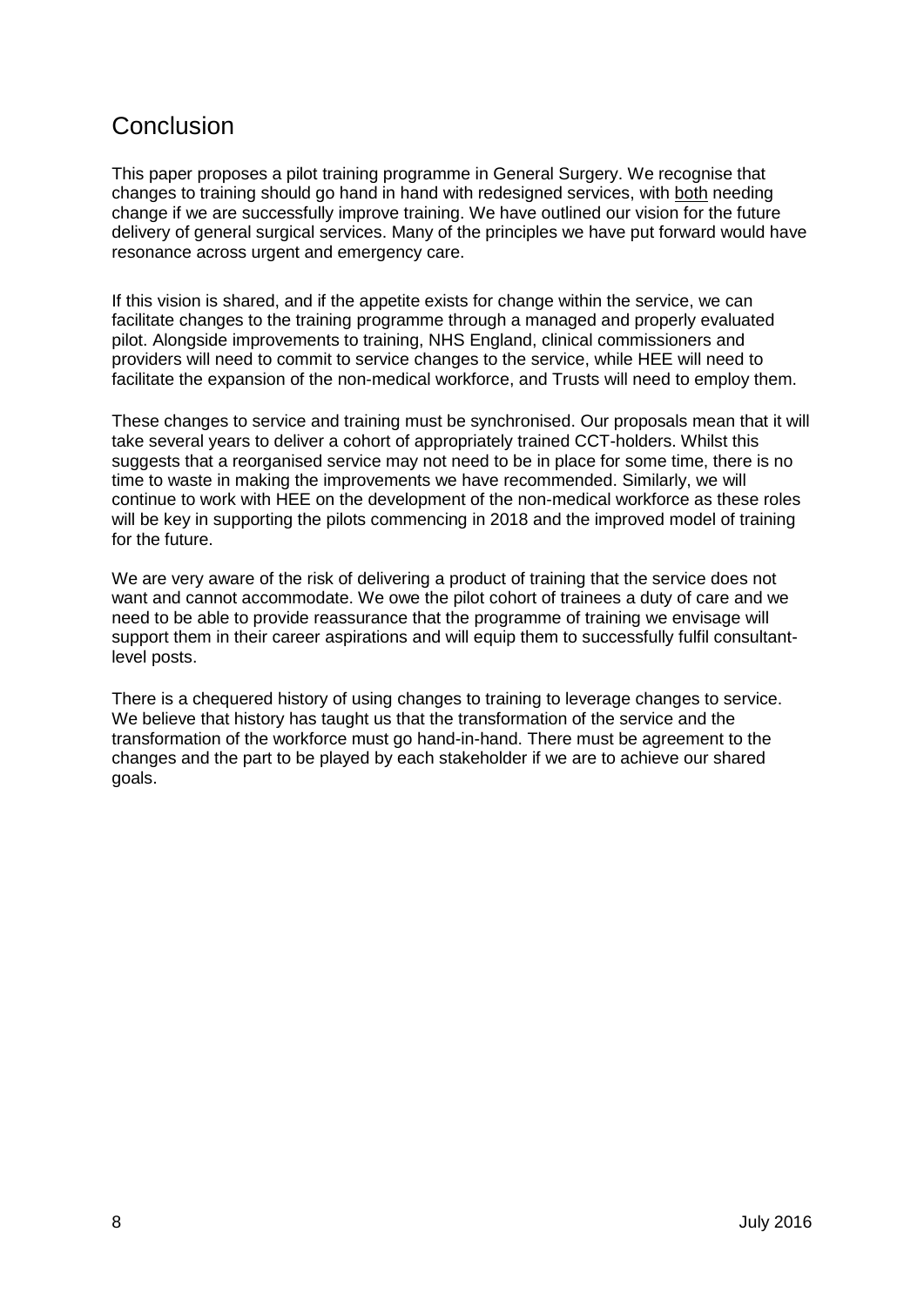## Conclusion

This paper proposes a pilot training programme in General Surgery. We recognise that changes to training should go hand in hand with redesigned services, with both needing change if we are successfully improve training. We have outlined our vision for the future delivery of general surgical services. Many of the principles we have put forward would have resonance across urgent and emergency care.

If this vision is shared, and if the appetite exists for change within the service, we can facilitate changes to the training programme through a managed and properly evaluated pilot. Alongside improvements to training, NHS England, clinical commissioners and providers will need to commit to service changes to the service, while HEE will need to facilitate the expansion of the non-medical workforce, and Trusts will need to employ them.

These changes to service and training must be synchronised. Our proposals mean that it will take several years to deliver a cohort of appropriately trained CCT-holders. Whilst this suggests that a reorganised service may not need to be in place for some time, there is no time to waste in making the improvements we have recommended. Similarly, we will continue to work with HEE on the development of the non-medical workforce as these roles will be key in supporting the pilots commencing in 2018 and the improved model of training for the future.

We are very aware of the risk of delivering a product of training that the service does not want and cannot accommodate. We owe the pilot cohort of trainees a duty of care and we need to be able to provide reassurance that the programme of training we envisage will support them in their career aspirations and will equip them to successfully fulfil consultant-level posts.

There is a chequered history of using changes to training to leverage changes to service. We believe that history has taught us that the transformation of the service and the transformation of the workforce must go hand-in-hand. There must be agreement to the changes and the part to be played by each stakeholder if we are to achieve our shared goals.